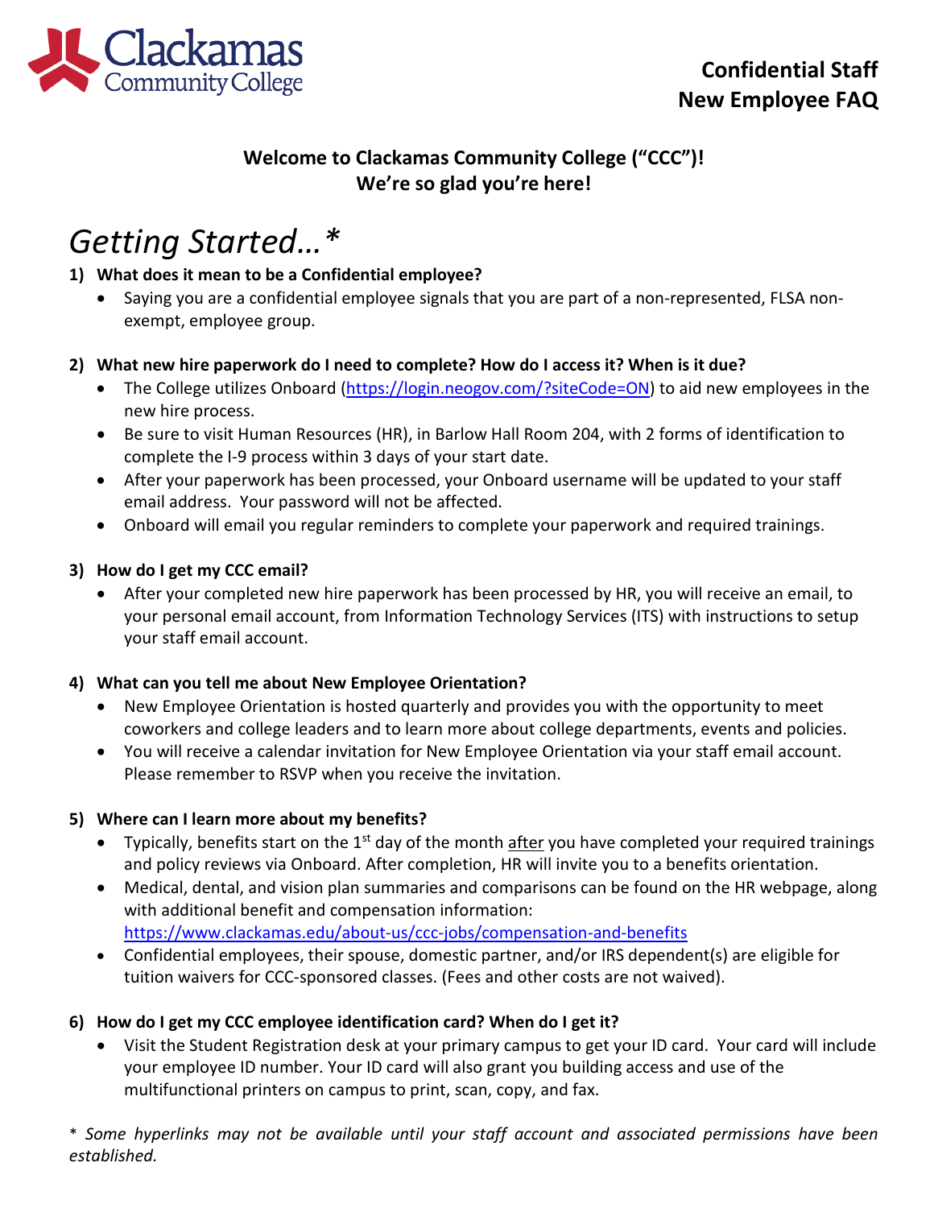**Confidential Staff**
**New Employee FAQ**

**Welcome to Clackamas Community College ("CCC")!**
**We're so glad you're here!**

# *Getting Started…**

**1) What does it mean to be a Confidential employee?**

- Saying you are a confidential employee signals that you are part of a non-represented, FLSA non-exempt, employee group.

**2) What new hire paperwork do I need to complete? How do I access it? When is it due?**

- The College utilizes Onboard (https://login.neogov.com/?siteCode=ON) to aid new employees in the new hire process.
- Be sure to visit Human Resources (HR), in Barlow Hall Room 204, with 2 forms of identification to complete the I-9 process within 3 days of your start date.
- After your paperwork has been processed, your Onboard username will be updated to your staff email address. Your password will not be affected.
- Onboard will email you regular reminders to complete your paperwork and required trainings.

**3) How do I get my CCC email?**

- After your completed new hire paperwork has been processed by HR, you will receive an email, to your personal email account, from Information Technology Services (ITS) with instructions to setup your staff email account.

**4) What can you tell me about New Employee Orientation?**

- New Employee Orientation is hosted quarterly and provides you with the opportunity to meet coworkers and college leaders and to learn more about college departments, events and policies.
- You will receive a calendar invitation for New Employee Orientation via your staff email account. Please remember to RSVP when you receive the invitation.

**5) Where can I learn more about my benefits?**

- Typically, benefits start on the 1st day of the month after you have completed your required trainings and policy reviews via Onboard. After completion, HR will invite you to a benefits orientation.
- Medical, dental, and vision plan summaries and comparisons can be found on the HR webpage, along with additional benefit and compensation information: https://www.clackamas.edu/about-us/ccc-jobs/compensation-and-benefits
- Confidential employees, their spouse, domestic partner, and/or IRS dependent(s) are eligible for tuition waivers for CCC-sponsored classes. (Fees and other costs are not waived).

**6) How do I get my CCC employee identification card? When do I get it?**

- Visit the Student Registration desk at your primary campus to get your ID card. Your card will include your employee ID number. Your ID card will also grant you building access and use of the multifunctional printers on campus to print, scan, copy, and fax.

*\* Some hyperlinks may not be available until your staff account and associated permissions have been established.*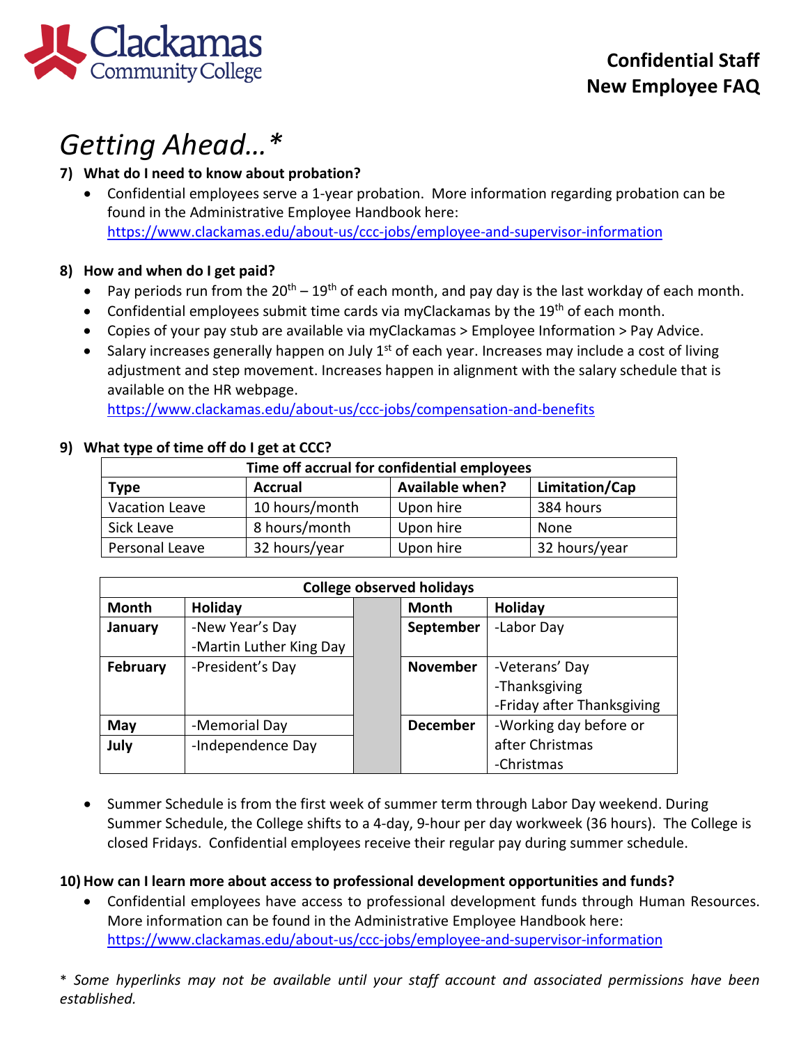Clackamas Community College

**Confidential Staff New Employee FAQ**

# *Getting Ahead…**

**7) What do I need to know about probation?**

- Confidential employees serve a 1-year probation. More information regarding probation can be found in the Administrative Employee Handbook here: https://www.clackamas.edu/about-us/ccc-jobs/employee-and-supervisor-information

**8) How and when do I get paid?**

- Pay periods run from the 20th – 19th of each month, and pay day is the last workday of each month.
- Confidential employees submit time cards via myClackamas by the 19th of each month.
- Copies of your pay stub are available via myClackamas > Employee Information > Pay Advice.
- Salary increases generally happen on July 1st of each year. Increases may include a cost of living adjustment and step movement. Increases happen in alignment with the salary schedule that is available on the HR webpage. https://www.clackamas.edu/about-us/ccc-jobs/compensation-and-benefits

**9) What type of time off do I get at CCC?**

| Time off accrual for confidential employees | | | |
|---|---|---|---|
| **Type** | **Accrual** | **Available when?** | **Limitation/Cap** |
| Vacation Leave | 10 hours/month | Upon hire | 384 hours |
| Sick Leave | 8 hours/month | Upon hire | None |
| Personal Leave | 32 hours/year | Upon hire | 32 hours/year |

| College observed holidays | | | | |
|---|---|---|---|---|
| **Month** | **Holiday** | | **Month** | **Holiday** |
| **January** | -New Year's Day<br>-Martin Luther King Day | | **September** | -Labor Day |
| **February** | -President's Day | | **November** | -Veterans' Day<br>-Thanksgiving<br>-Friday after Thanksgiving |
| **May** | -Memorial Day | | **December** | -Working day before or after Christmas<br>-Christmas |
| **July** | -Independence Day | | | |

- Summer Schedule is from the first week of summer term through Labor Day weekend. During Summer Schedule, the College shifts to a 4-day, 9-hour per day workweek (36 hours). The College is closed Fridays. Confidential employees receive their regular pay during summer schedule.

**10) How can I learn more about access to professional development opportunities and funds?**

- Confidential employees have access to professional development funds through Human Resources. More information can be found in the Administrative Employee Handbook here: https://www.clackamas.edu/about-us/ccc-jobs/employee-and-supervisor-information

*\* Some hyperlinks may not be available until your staff account and associated permissions have been established.*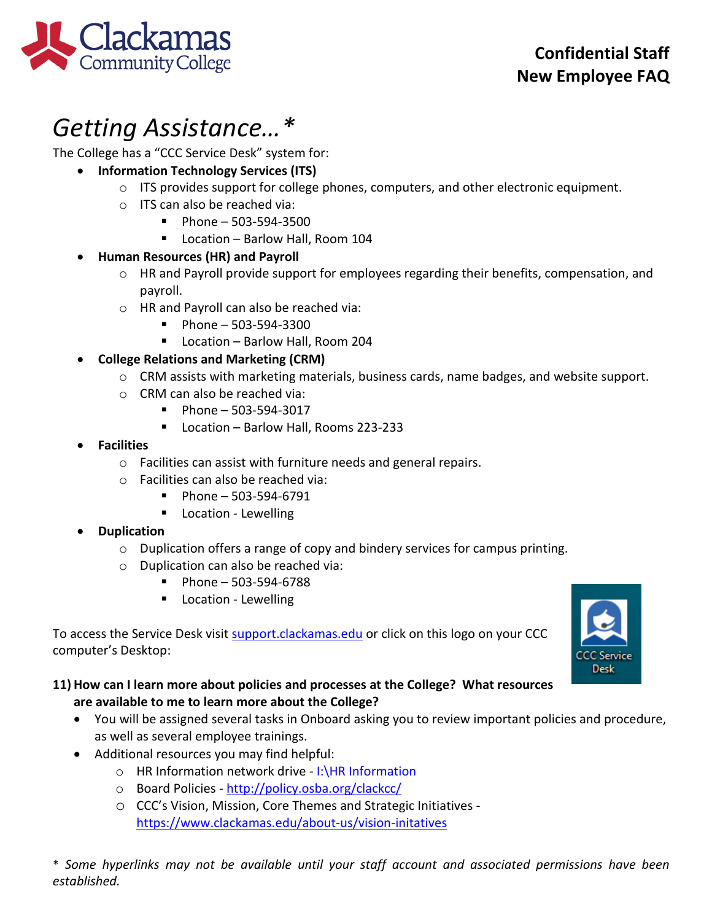# Getting Assistance…*

The College has a "CCC Service Desk" system for:

- **Information Technology Services (ITS)**
  - ITS provides support for college phones, computers, and other electronic equipment.
  - ITS can also be reached via:
    - Phone – 503-594-3500
    - Location – Barlow Hall, Room 104
- **Human Resources (HR) and Payroll**
  - HR and Payroll provide support for employees regarding their benefits, compensation, and payroll.
  - HR and Payroll can also be reached via:
    - Phone – 503-594-3300
    - Location – Barlow Hall, Room 204
- **College Relations and Marketing (CRM)**
  - CRM assists with marketing materials, business cards, name badges, and website support.
  - CRM can also be reached via:
    - Phone – 503-594-3017
    - Location – Barlow Hall, Rooms 223-233
- **Facilities**
  - Facilities can assist with furniture needs and general repairs.
  - Facilities can also be reached via:
    - Phone – 503-594-6791
    - Location - Lewelling
- **Duplication**
  - Duplication offers a range of copy and bindery services for campus printing.
  - Duplication can also be reached via:
    - Phone – 503-594-6788
    - Location - Lewelling

To access the Service Desk visit [support.clackamas.edu](support.clackamas.edu) or click on this logo on your CCC computer's Desktop:

CCC Service Desk

**11) How can I learn more about policies and processes at the College? What resources are available to me to learn more about the College?**

- You will be assigned several tasks in Onboard asking you to review important policies and procedure, as well as several employee trainings.
- Additional resources you may find helpful:
  - HR Information network drive - I:\HR Information
  - Board Policies - [http://policy.osba.org/clackcc/](http://policy.osba.org/clackcc/)
  - CCC's Vision, Mission, Core Themes and Strategic Initiatives - [https://www.clackamas.edu/about-us/vision-initatives](https://www.clackamas.edu/about-us/vision-initatives)

*\* Some hyperlinks may not be available until your staff account and associated permissions have been established.*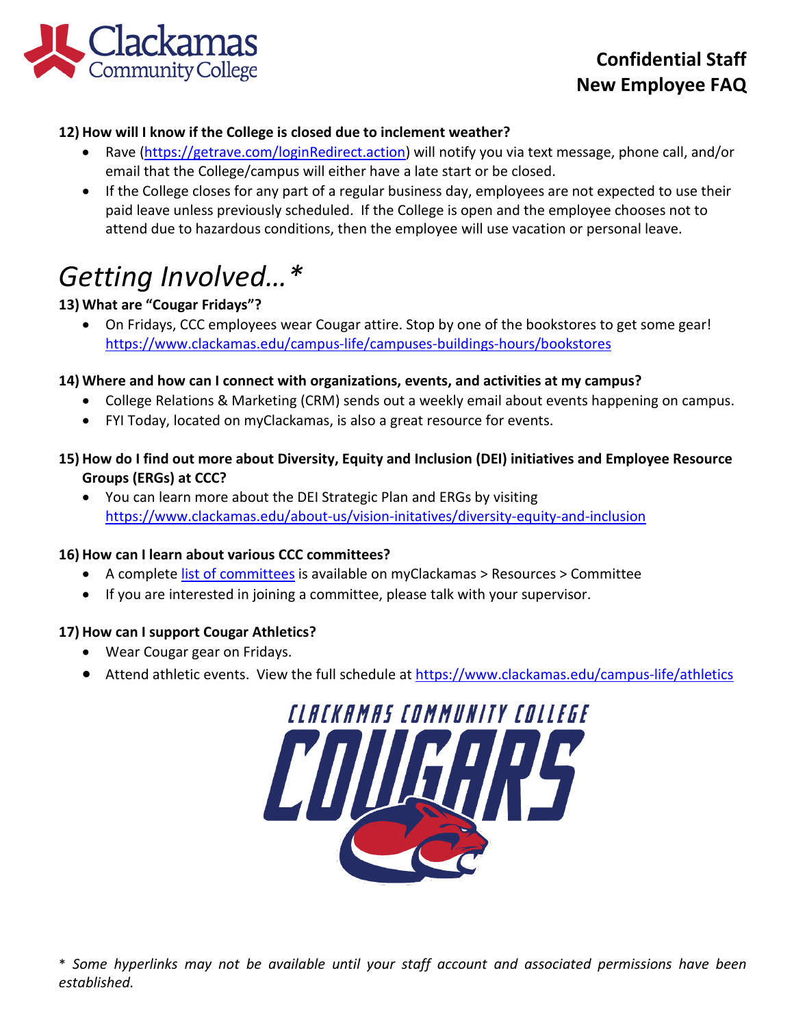## 12) How will I know if the College is closed due to inclement weather?

- Rave (https://getrave.com/loginRedirect.action) will notify you via text message, phone call, and/or email that the College/campus will either have a late start or be closed.
- If the College closes for any part of a regular business day, employees are not expected to use their paid leave unless previously scheduled. If the College is open and the employee chooses not to attend due to hazardous conditions, then the employee will use vacation or personal leave.

# *Getting Involved…**

## 13) What are "Cougar Fridays"?

- On Fridays, CCC employees wear Cougar attire. Stop by one of the bookstores to get some gear! https://www.clackamas.edu/campus-life/campuses-buildings-hours/bookstores

## 14) Where and how can I connect with organizations, events, and activities at my campus?

- College Relations & Marketing (CRM) sends out a weekly email about events happening on campus.
- FYI Today, located on myClackamas, is also a great resource for events.

## 15) How do I find out more about Diversity, Equity and Inclusion (DEI) initiatives and Employee Resource Groups (ERGs) at CCC?

- You can learn more about the DEI Strategic Plan and ERGs by visiting https://www.clackamas.edu/about-us/vision-initatives/diversity-equity-and-inclusion

## 16) How can I learn about various CCC committees?

- A complete list of committees is available on myClackamas > Resources > Committee
- If you are interested in joining a committee, please talk with your supervisor.

## 17) How can I support Cougar Athletics?

- Wear Cougar gear on Fridays.
- Attend athletic events. View the full schedule at https://www.clackamas.edu/campus-life/athletics

*\* Some hyperlinks may not be available until your staff account and associated permissions have been established.*